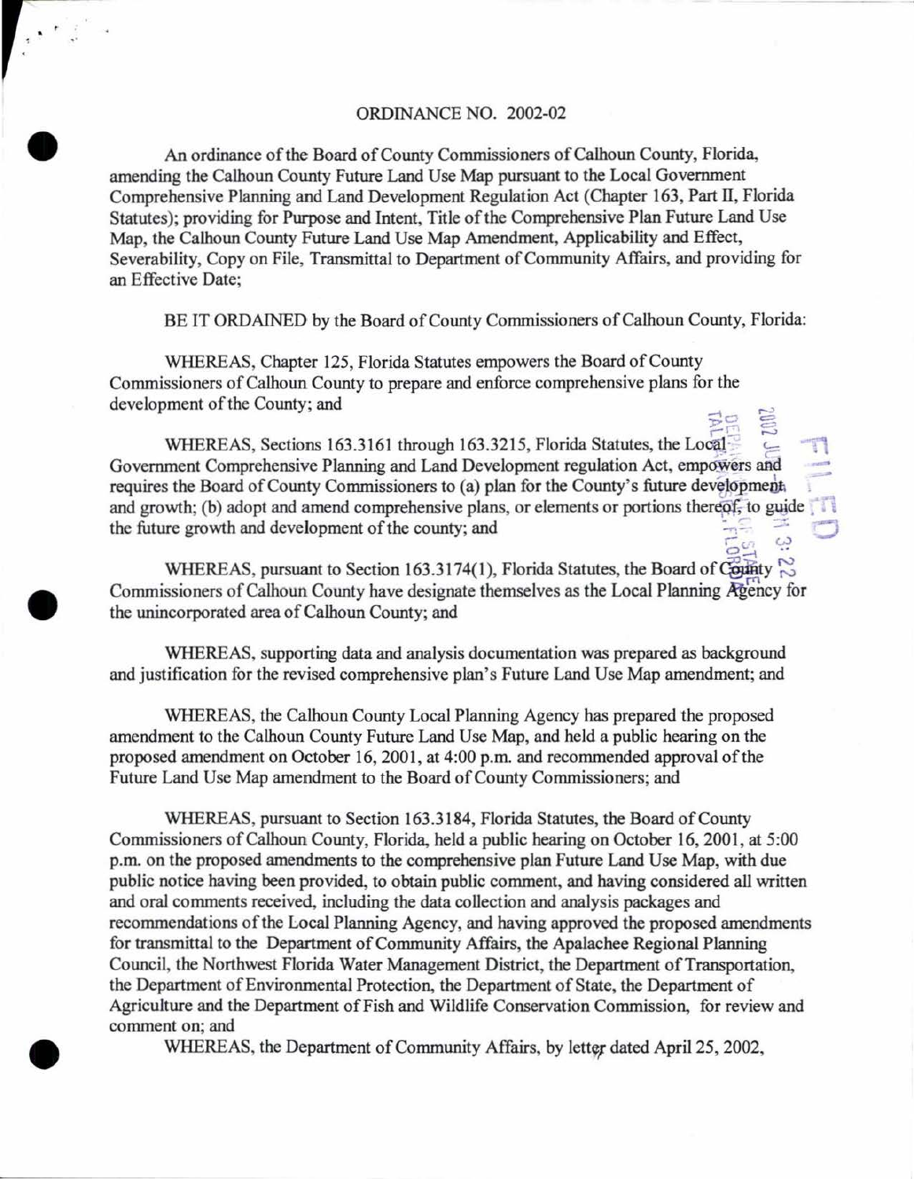ORDINANCE NO. 2002-02

An ordinance of the Board of County Commissioners of Calhoun County, Florida, amending the Calhoun County Future Land Use Map pursuant to the Local Government Comprehensive Planning and Land Development Regulation Act (Chapter 163, Part II, Florida Statutes); providing for Purpose and Intent, Title of the Comprehensive Plan Future Land Use Map, the Calhoun County Future Land Use Map Amendment, Applicability and Effect, Severability, Copy on File, Transmittal to Department of Community Affairs, and providing for an Effective Date;

BE IT ORDAINED by the Board of County Commissioners of Calhoun County, Florida:

WHEREAS, Chapter 125, Florida Statutes empowers the Board of County Commissioners of Calhoun County to prepare and enforce comprehensive plans for the development of the County; and

WHEREAS, Sections 163.3161 through 163.3215, Florida Statutes, the Local Government Comprehensive Planning and Land Development regulation Act, empowers and requires the Board of County Commissioners to (a) plan for the County's future development and growth; (b) adopt and amend comprehensive plans, or elements or portions thereof, to guide the future growth and development of the county; and

WHEREAS, pursuant to Section 163.3174(1), Florida Statutes, the Board of County Commissioners of Calhoun County have designate themselves as the Local Planning Agency for the unincorporated area of Calhoun County; and

WHEREAS, supporting data and analysis documentation was prepared as background and justification for the revised comprehensive plan's Future Land Use Map amendment; and

WHEREAS, the Calhoun County Local Planning Agency has prepared the proposed amendment to the Calhoun County Future Land Use Map, and held a public hearing on the proposed amendment on October 16, 2001, at 4:00 p.m. and recommended approval of the Future Land Use Map amendment to the Board of County Commissioners; and

WHEREAS, pursuant to Section 163.3184, Florida Statutes, the Board of County Commissioners of Calhoun County, Florida, held a public hearing on October 16, 2001, at 5:00 p.m. on the proposed amendments to the comprehensive plan Future Land Use Map, with due public notice having been provided, to obtain public comment, and having considered all written and oral comments received, including the data collection and analysis packages and recommendations of the Local Planning Agency, and having approved the proposed amendments for transmittal to the Department of Community Affairs, the Apalachee Regional Planning Council, the Northwest Florida Water Management District, the Department of Transportation, the Department of Environmental Protection, the Department of State, the Department of Agriculture and the Department of Fish and Wildlife Conservation Commission, for review and comment on; and

WHEREAS, the Department of Community Affairs, by letter dated April 25, 2002,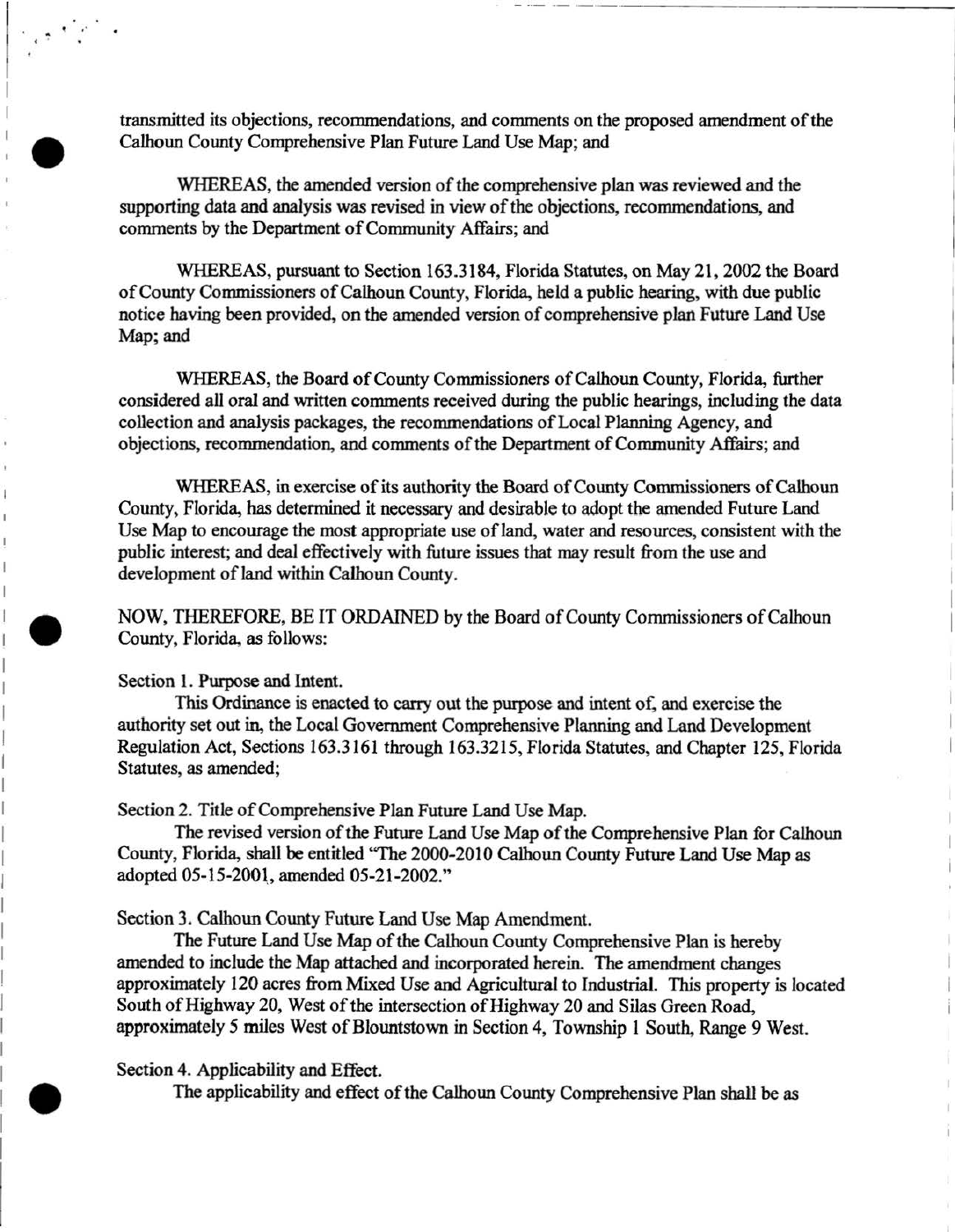transmitted its objections, recommendations, and comments on the proposed amendment of the Calhoun County Comprehensive Plan Future Land Use Map; and

WHEREAS, the amended version of the comprehensive plan was reviewed and the supporting data and analysis was revised in view of the objections, recommendations, and comments by the Department of Community Affairs; and

WHEREAS, pursuant to Section 163.3184, Florida Statutes, on May 21, 2002 the Board of County Commissioners of Calhoun County, Florida, held a public hearing, with due public notice having been provided, on the amended version of comprehensive plan Future Land Use Map; and

WHEREAS, the Board of County Commissioners of Calhoun County, Florida, further considered all oral and written comments received during the public hearings, including the data collection and analysis packages, the recommendations of Local Planning Agency, and objections, recommendation, and comments of the Department of Community Affairs; and

WHEREAS, in exercise of its authority the Board of County Commissioners of Calhoun County, Florida, has determined it necessary and desirable to adopt the amended Future Land Use Map to encourage the most appropriate use of land, water and resources, consistent with the public interest; and deal effectively with future issues that may result from the use and development of land within Calhoun County.

NOW, THEREFORE, BE IT ORDAINED by the Board of County Commissioners of Calhoun County, Florida, as follows:

Section 1. Purpose and Intent.

This Ordinance is enacted to carry out the purpose and intent of, and exercise the authority set out in, the Local Government Comprehensive Planning and Land Development Regulation Act, Sections 163.3161 through 163.3215, Florida Statutes, and Chapter 125, Florida Statutes, as amended;

Section 2. Title of Comprehensive Plan Future Land Use Map.

The revised version of the Future Land Use Map of the Comprehensive Plan for Calhoun County, Florida, shall be entitled "The 2000-2010 Calhoun County Future Land Use Map as adopted 05-15-2001, amended 05-21-2002."

Section 3. Calhoun County Future Land Use Map Amendment.

The Future Land Use Map of the Calhoun County Comprehensive Plan is hereby amended to include the Map attached and incorporated herein. The amendment changes approximately 120 acres from Mixed Use and Agricultural to Industrial. This property is located South of Highway 20, West of the intersection of Highway 20 and Silas Green Road, approximately 5 miles West of Blountstown in Section 4, Township 1 South, Range 9 West.

Section 4. Applicability and Effect.

The applicability and effect of the Calhoun County Comprehensive Plan shall be as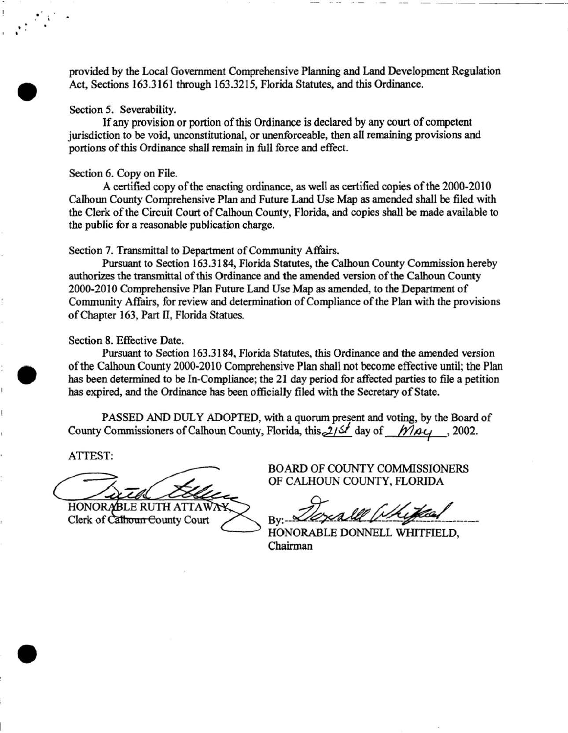provided by the Local Government Comprehensive Planning and Land Development Regulation Act, Sections 163.3161 through 163.3215, Florida Statutes, and this Ordinance.

Section 5. Severability.

If any provision or portion of this Ordinance is declared by any court of competent jurisdiction to be void, unconstitutional, or unenforceable, then all remaining provisions and portions of this Ordinance shall remain in full force and effect.

Section 6. Copy on File.

A certified copy of the enacting ordinance, as well as certified copies of the 2000-2010 Calhoun County Comprehensive Plan and Future Land Use Map as amended shall be filed with the Clerk of the Circuit Court of Calhoun County, Florida, and copies shall be made available to the public for a reasonable publication charge.

Section 7. Transmittal to Department of Community Affairs.

Pursuant to Section 163.3184, Florida Statutes, the Calhoun County Commission hereby authorizes the transmittal of this Ordinance and the amended version of the Calhoun County 2000-2010 Comprehensive Plan Future Land Use Map as amended, to the Department of Community Affairs, for review and determination of Compliance of the Plan with the provisions of Chapter 163, Part II, Florida Statues.

Section 8. Effective Date.

Pursuant to Section 163.3184, Florida Statutes, this Ordinance and the amended version of the Calhoun County 2000-2010 Comprehensive Plan shall not become effective until; the Plan has been determined to be In-Compliance; the 21 day period for affected parties to file a petition has expired, and the Ordinance has been officially filed with the Secretary of State.

PASSED AND DULY ADOPTED, with a quorum present and voting, by the Board of County Commissioners of Calhoun County, Florida, this 21st day of May, 2002.

ATTEST:

HONORABLE RUTH ATTAWAY,
Clerk of Calhoun County Court

BOARD OF COUNTY COMMISSIONERS
OF CALHOUN COUNTY, FLORIDA

By:

HONORABLE DONNELL WHITFIELD,
Chairman